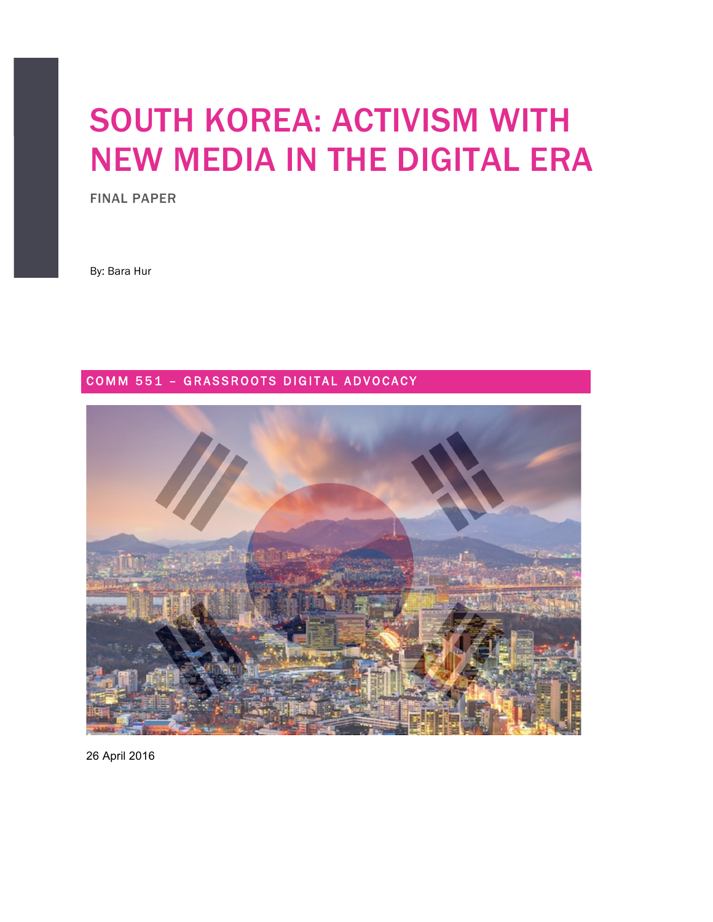# SOUTH KOREA: ACTIVISM WITH NEW MEDIA IN THE DIGITAL ERA

FINAL PAPER

By: Bara Hur

COMM 551 – GRASSROOTS DIGITAL ADVOCACY

26 April 2016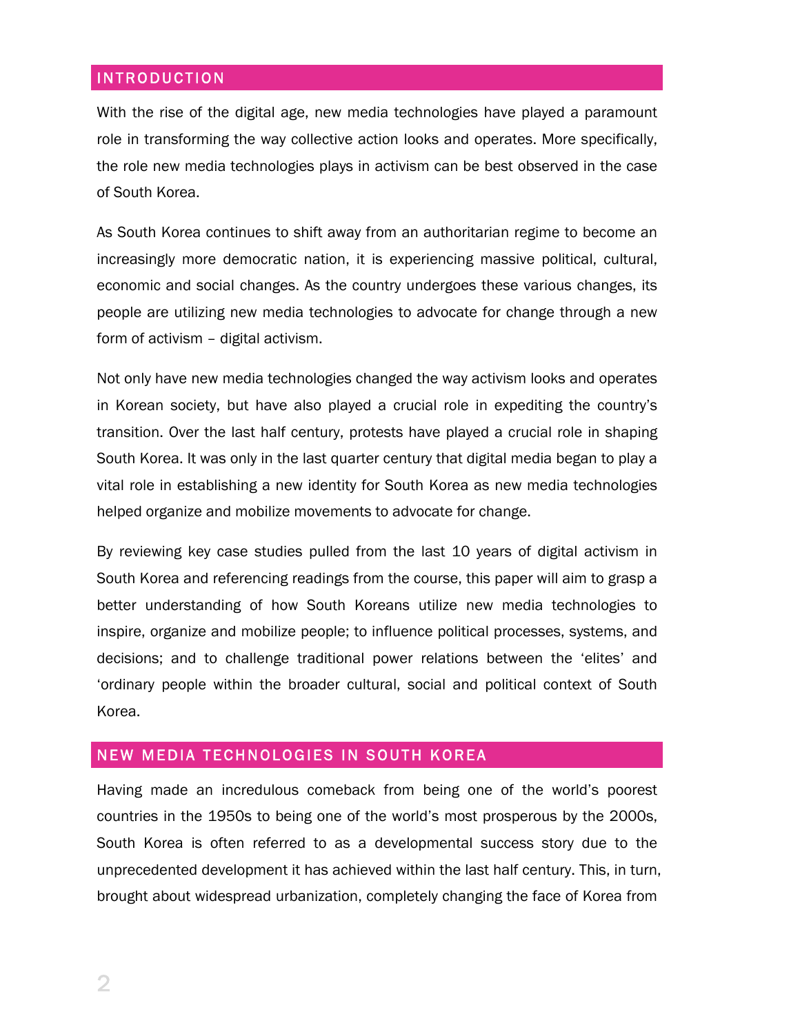## INTRODUCTION

With the rise of the digital age, new media technologies have played a paramount role in transforming the way collective action looks and operates. More specifically, the role new media technologies plays in activism can be best observed in the case of South Korea.

As South Korea continues to shift away from an authoritarian regime to become an increasingly more democratic nation, it is experiencing massive political, cultural, economic and social changes. As the country undergoes these various changes, its people are utilizing new media technologies to advocate for change through a new form of activism – digital activism.

Not only have new media technologies changed the way activism looks and operates in Korean society, but have also played a crucial role in expediting the country's transition. Over the last half century, protests have played a crucial role in shaping South Korea. It was only in the last quarter century that digital media began to play a vital role in establishing a new identity for South Korea as new media technologies helped organize and mobilize movements to advocate for change.

By reviewing key case studies pulled from the last 10 years of digital activism in South Korea and referencing readings from the course, this paper will aim to grasp a better understanding of how South Koreans utilize new media technologies to inspire, organize and mobilize people; to influence political processes, systems, and decisions; and to challenge traditional power relations between the 'elites' and 'ordinary people within the broader cultural, social and political context of South Korea.

## NEW MEDIA TECHNOLOGIES IN SOUTH KOREA

Having made an incredulous comeback from being one of the world's poorest countries in the 1950s to being one of the world's most prosperous by the 2000s, South Korea is often referred to as a developmental success story due to the unprecedented development it has achieved within the last half century. This, in turn, brought about widespread urbanization, completely changing the face of Korea from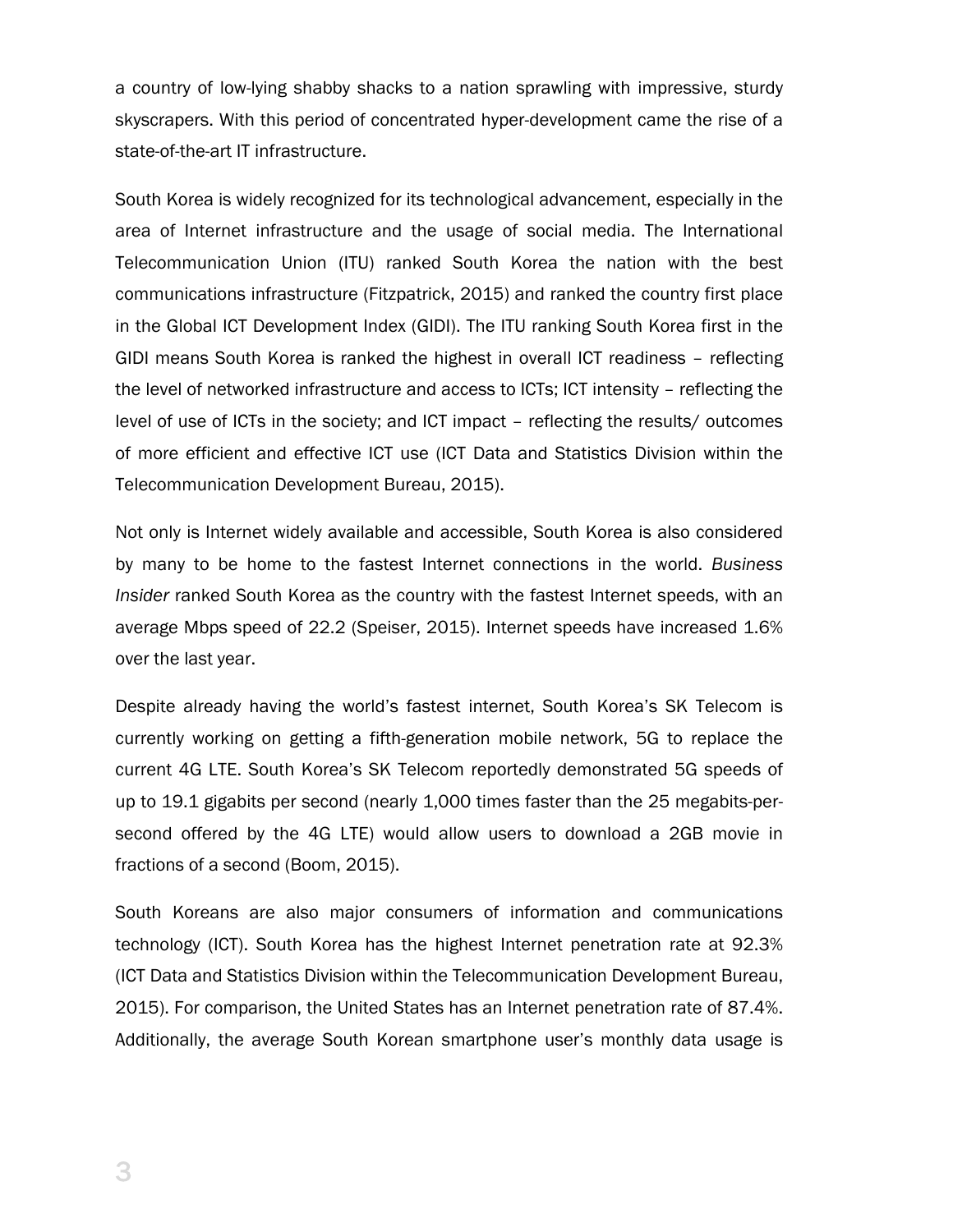a country of low-lying shabby shacks to a nation sprawling with impressive, sturdy skyscrapers. With this period of concentrated hyper-development came the rise of a state-of-the-art IT infrastructure.

South Korea is widely recognized for its technological advancement, especially in the area of Internet infrastructure and the usage of social media. The International Telecommunication Union (ITU) ranked South Korea the nation with the best communications infrastructure (Fitzpatrick, 2015) and ranked the country first place in the Global ICT Development Index (GIDI). The ITU ranking South Korea first in the GIDI means South Korea is ranked the highest in overall ICT readiness – reflecting the level of networked infrastructure and access to ICTs; ICT intensity – reflecting the level of use of ICTs in the society; and ICT impact – reflecting the results/ outcomes of more efficient and effective ICT use (ICT Data and Statistics Division within the Telecommunication Development Bureau, 2015).

Not only is Internet widely available and accessible, South Korea is also considered by many to be home to the fastest Internet connections in the world. *Business Insider* ranked South Korea as the country with the fastest Internet speeds, with an average Mbps speed of 22.2 (Speiser, 2015). Internet speeds have increased 1.6% over the last year.

Despite already having the world's fastest internet, South Korea's SK Telecom is currently working on getting a fifth-generation mobile network, 5G to replace the current 4G LTE. South Korea's SK Telecom reportedly demonstrated 5G speeds of up to 19.1 gigabits per second (nearly 1,000 times faster than the 25 megabits-per-second offered by the 4G LTE) would allow users to download a 2GB movie in fractions of a second (Boom, 2015).

South Koreans are also major consumers of information and communications technology (ICT). South Korea has the highest Internet penetration rate at 92.3% (ICT Data and Statistics Division within the Telecommunication Development Bureau, 2015). For comparison, the United States has an Internet penetration rate of 87.4%. Additionally, the average South Korean smartphone user's monthly data usage is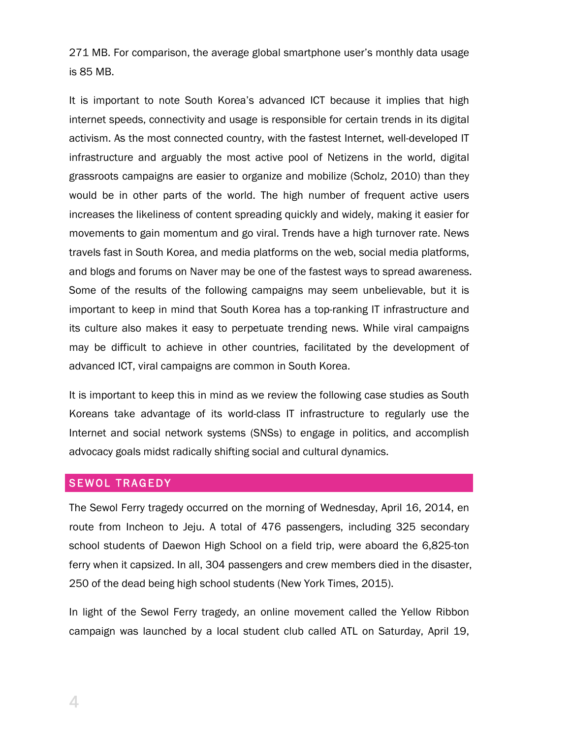271 MB. For comparison, the average global smartphone user's monthly data usage is 85 MB.

It is important to note South Korea's advanced ICT because it implies that high internet speeds, connectivity and usage is responsible for certain trends in its digital activism. As the most connected country, with the fastest Internet, well-developed IT infrastructure and arguably the most active pool of Netizens in the world, digital grassroots campaigns are easier to organize and mobilize (Scholz, 2010) than they would be in other parts of the world. The high number of frequent active users increases the likeliness of content spreading quickly and widely, making it easier for movements to gain momentum and go viral. Trends have a high turnover rate. News travels fast in South Korea, and media platforms on the web, social media platforms, and blogs and forums on Naver may be one of the fastest ways to spread awareness. Some of the results of the following campaigns may seem unbelievable, but it is important to keep in mind that South Korea has a top-ranking IT infrastructure and its culture also makes it easy to perpetuate trending news. While viral campaigns may be difficult to achieve in other countries, facilitated by the development of advanced ICT, viral campaigns are common in South Korea.

It is important to keep this in mind as we review the following case studies as South Koreans take advantage of its world-class IT infrastructure to regularly use the Internet and social network systems (SNSs) to engage in politics, and accomplish advocacy goals midst radically shifting social and cultural dynamics.

## SEWOL TRAGEDY

The Sewol Ferry tragedy occurred on the morning of Wednesday, April 16, 2014, en route from Incheon to Jeju. A total of 476 passengers, including 325 secondary school students of Daewon High School on a field trip, were aboard the 6,825-ton ferry when it capsized. In all, 304 passengers and crew members died in the disaster, 250 of the dead being high school students (New York Times, 2015).

In light of the Sewol Ferry tragedy, an online movement called the Yellow Ribbon campaign was launched by a local student club called ATL on Saturday, April 19,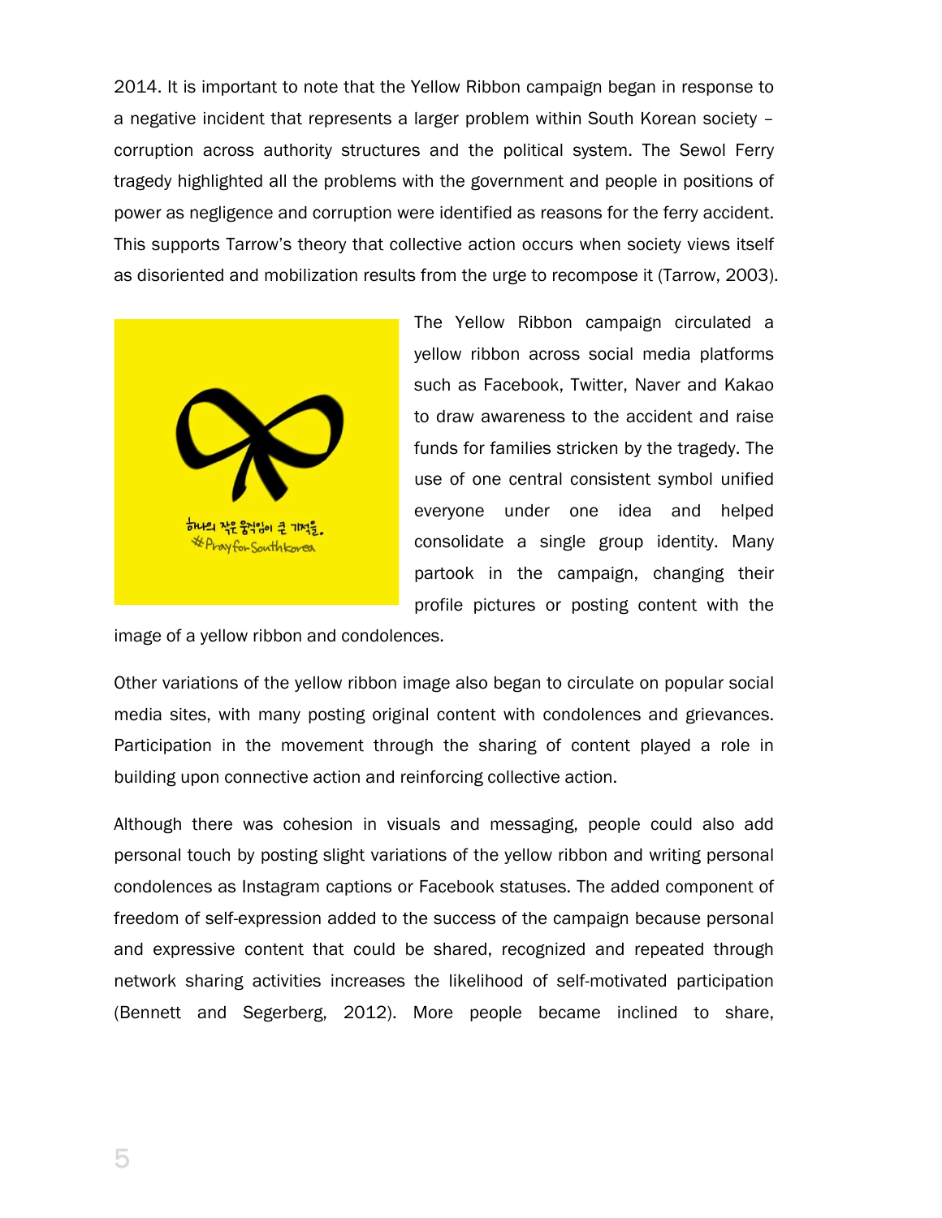2014. It is important to note that the Yellow Ribbon campaign began in response to a negative incident that represents a larger problem within South Korean society – corruption across authority structures and the political system. The Sewol Ferry tragedy highlighted all the problems with the government and people in positions of power as negligence and corruption were identified as reasons for the ferry accident. This supports Tarrow's theory that collective action occurs when society views itself as disoriented and mobilization results from the urge to recompose it (Tarrow, 2003).

The Yellow Ribbon campaign circulated a yellow ribbon across social media platforms such as Facebook, Twitter, Naver and Kakao to draw awareness to the accident and raise funds for families stricken by the tragedy. The use of one central consistent symbol unified everyone under one idea and helped consolidate a single group identity. Many partook in the campaign, changing their profile pictures or posting content with the image of a yellow ribbon and condolences.

Other variations of the yellow ribbon image also began to circulate on popular social media sites, with many posting original content with condolences and grievances. Participation in the movement through the sharing of content played a role in building upon connective action and reinforcing collective action.

Although there was cohesion in visuals and messaging, people could also add personal touch by posting slight variations of the yellow ribbon and writing personal condolences as Instagram captions or Facebook statuses. The added component of freedom of self-expression added to the success of the campaign because personal and expressive content that could be shared, recognized and repeated through network sharing activities increases the likelihood of self-motivated participation (Bennett and Segerberg, 2012). More people became inclined to share,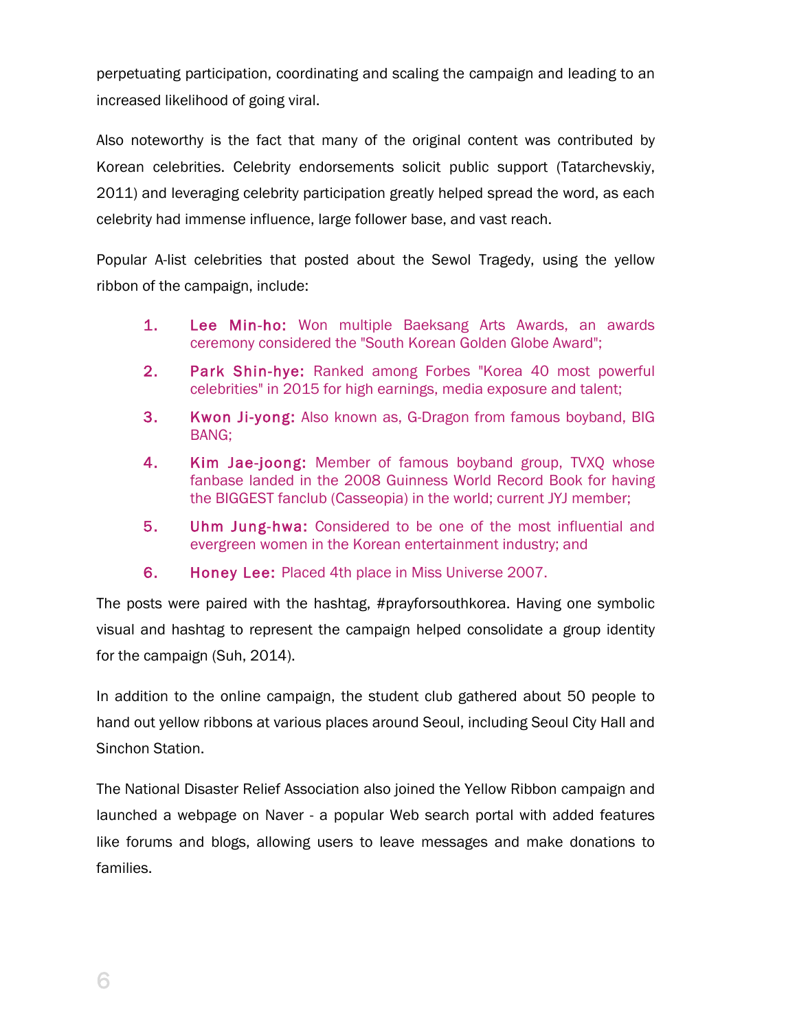perpetuating participation, coordinating and scaling the campaign and leading to an increased likelihood of going viral.

Also noteworthy is the fact that many of the original content was contributed by Korean celebrities. Celebrity endorsements solicit public support (Tatarchevskiy, 2011) and leveraging celebrity participation greatly helped spread the word, as each celebrity had immense influence, large follower base, and vast reach.

Popular A-list celebrities that posted about the Sewol Tragedy, using the yellow ribbon of the campaign, include:

1. **Lee Min-ho:** Won multiple Baeksang Arts Awards, an awards ceremony considered the "South Korean Golden Globe Award";
2. **Park Shin-hye:** Ranked among Forbes "Korea 40 most powerful celebrities" in 2015 for high earnings, media exposure and talent;
3. **Kwon Ji-yong:** Also known as, G-Dragon from famous boyband, BIG BANG;
4. **Kim Jae-joong:** Member of famous boyband group, TVXQ whose fanbase landed in the 2008 Guinness World Record Book for having the BIGGEST fanclub (Casseopia) in the world; current JYJ member;
5. **Uhm Jung-hwa:** Considered to be one of the most influential and evergreen women in the Korean entertainment industry; and
6. **Honey Lee:** Placed 4th place in Miss Universe 2007.

The posts were paired with the hashtag, #prayforsouthkorea. Having one symbolic visual and hashtag to represent the campaign helped consolidate a group identity for the campaign (Suh, 2014).

In addition to the online campaign, the student club gathered about 50 people to hand out yellow ribbons at various places around Seoul, including Seoul City Hall and Sinchon Station.

The National Disaster Relief Association also joined the Yellow Ribbon campaign and launched a webpage on Naver - a popular Web search portal with added features like forums and blogs, allowing users to leave messages and make donations to families.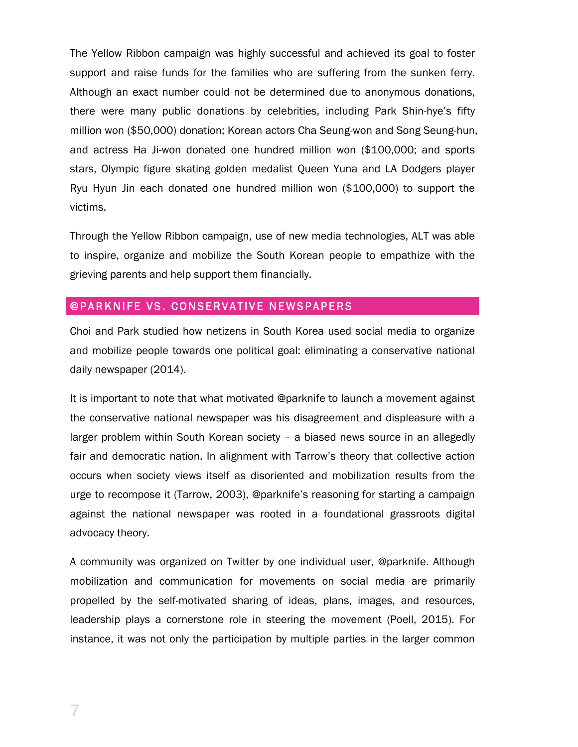The Yellow Ribbon campaign was highly successful and achieved its goal to foster support and raise funds for the families who are suffering from the sunken ferry. Although an exact number could not be determined due to anonymous donations, there were many public donations by celebrities, including Park Shin-hye's fifty million won ($50,000) donation; Korean actors Cha Seung-won and Song Seung-hun, and actress Ha Ji-won donated one hundred million won ($100,000; and sports stars, Olympic figure skating golden medalist Queen Yuna and LA Dodgers player Ryu Hyun Jin each donated one hundred million won ($100,000) to support the victims.

Through the Yellow Ribbon campaign, use of new media technologies, ALT was able to inspire, organize and mobilize the South Korean people to empathize with the grieving parents and help support them financially.

## @PARKNIFE VS. CONSERVATIVE NEWSPAPERS

Choi and Park studied how netizens in South Korea used social media to organize and mobilize people towards one political goal: eliminating a conservative national daily newspaper (2014).

It is important to note that what motivated @parknife to launch a movement against the conservative national newspaper was his disagreement and displeasure with a larger problem within South Korean society – a biased news source in an allegedly fair and democratic nation. In alignment with Tarrow's theory that collective action occurs when society views itself as disoriented and mobilization results from the urge to recompose it (Tarrow, 2003), @parknife's reasoning for starting a campaign against the national newspaper was rooted in a foundational grassroots digital advocacy theory.

A community was organized on Twitter by one individual user, @parknife. Although mobilization and communication for movements on social media are primarily propelled by the self-motivated sharing of ideas, plans, images, and resources, leadership plays a cornerstone role in steering the movement (Poell, 2015). For instance, it was not only the participation by multiple parties in the larger common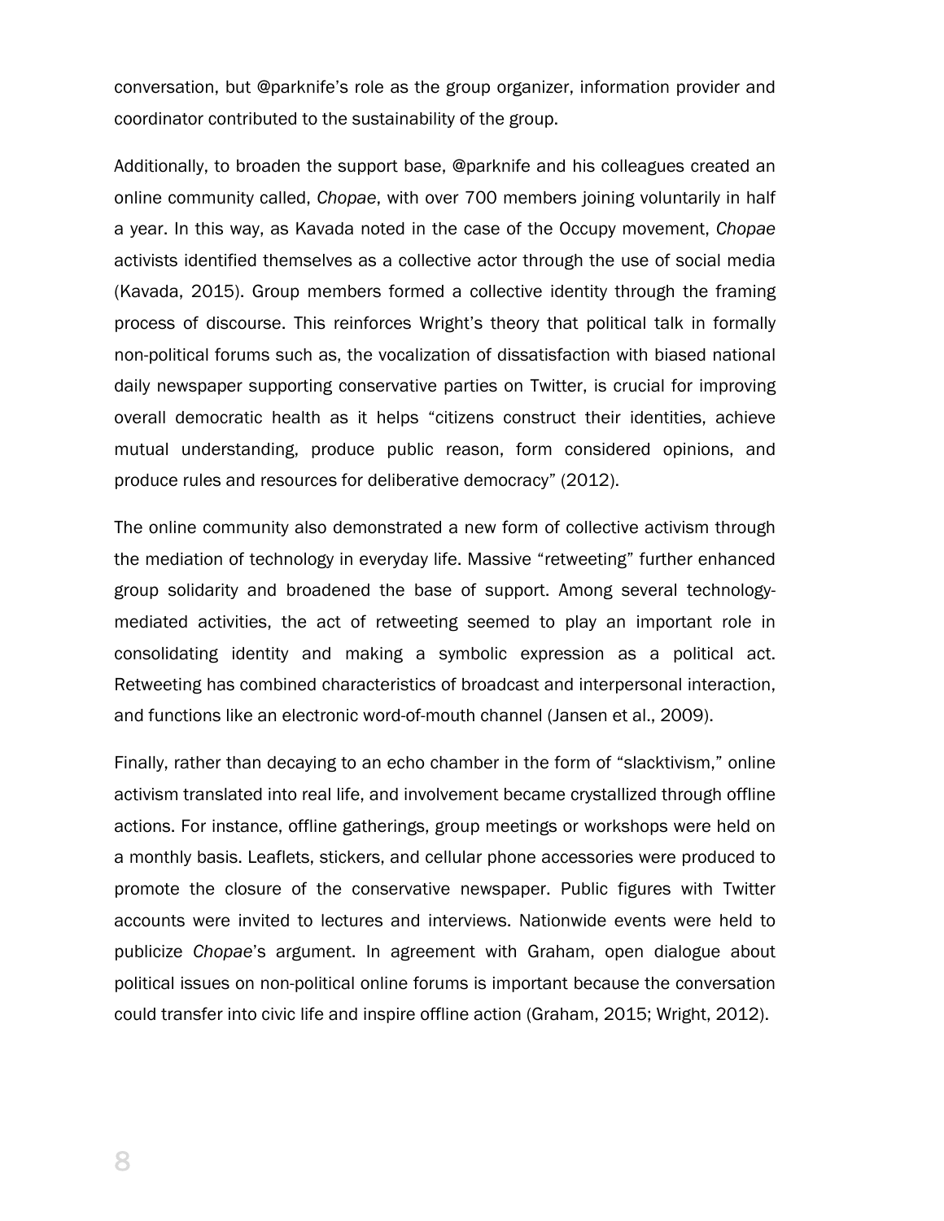conversation, but @parknife's role as the group organizer, information provider and coordinator contributed to the sustainability of the group.

Additionally, to broaden the support base, @parknife and his colleagues created an online community called, *Chopae*, with over 700 members joining voluntarily in half a year. In this way, as Kavada noted in the case of the Occupy movement, *Chopae* activists identified themselves as a collective actor through the use of social media (Kavada, 2015). Group members formed a collective identity through the framing process of discourse. This reinforces Wright's theory that political talk in formally non-political forums such as, the vocalization of dissatisfaction with biased national daily newspaper supporting conservative parties on Twitter, is crucial for improving overall democratic health as it helps "citizens construct their identities, achieve mutual understanding, produce public reason, form considered opinions, and produce rules and resources for deliberative democracy" (2012).

The online community also demonstrated a new form of collective activism through the mediation of technology in everyday life. Massive "retweeting" further enhanced group solidarity and broadened the base of support. Among several technology-mediated activities, the act of retweeting seemed to play an important role in consolidating identity and making a symbolic expression as a political act. Retweeting has combined characteristics of broadcast and interpersonal interaction, and functions like an electronic word-of-mouth channel (Jansen et al., 2009).

Finally, rather than decaying to an echo chamber in the form of "slacktivism," online activism translated into real life, and involvement became crystallized through offline actions. For instance, offline gatherings, group meetings or workshops were held on a monthly basis. Leaflets, stickers, and cellular phone accessories were produced to promote the closure of the conservative newspaper. Public figures with Twitter accounts were invited to lectures and interviews. Nationwide events were held to publicize *Chopae*'s argument. In agreement with Graham, open dialogue about political issues on non-political online forums is important because the conversation could transfer into civic life and inspire offline action (Graham, 2015; Wright, 2012).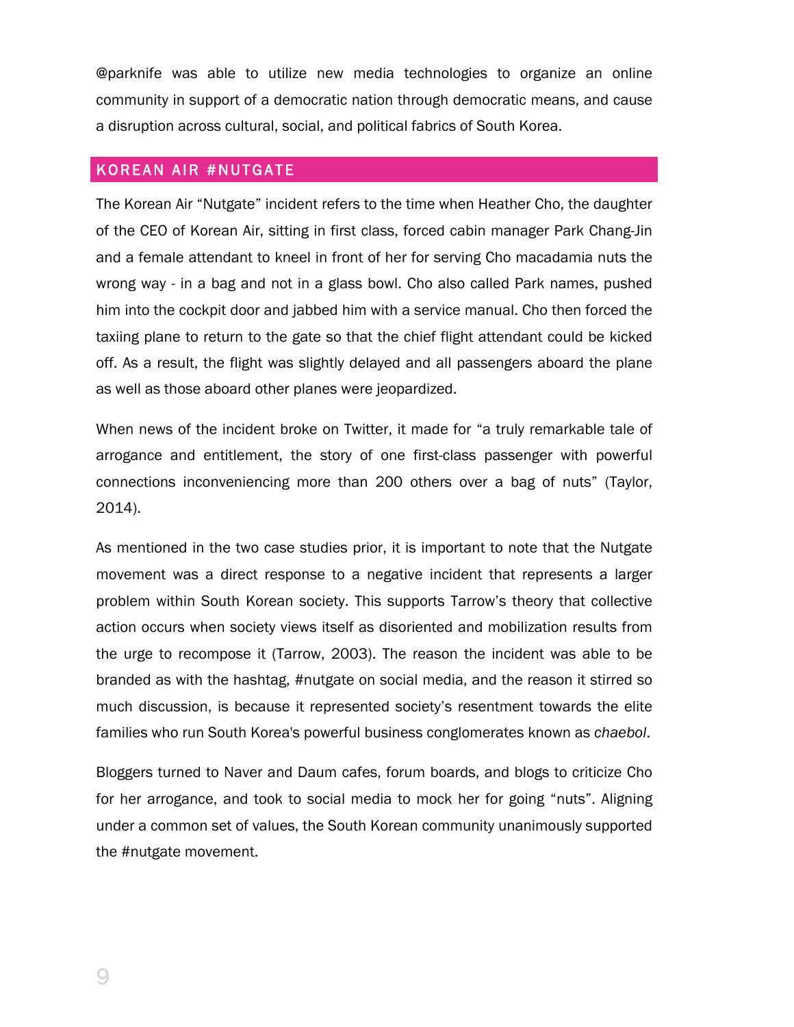@parknife was able to utilize new media technologies to organize an online community in support of a democratic nation through democratic means, and cause a disruption across cultural, social, and political fabrics of South Korea.

## KOREAN AIR #NUTGATE

The Korean Air “Nutgate” incident refers to the time when Heather Cho, the daughter of the CEO of Korean Air, sitting in first class, forced cabin manager Park Chang-Jin and a female attendant to kneel in front of her for serving Cho macadamia nuts the wrong way - in a bag and not in a glass bowl. Cho also called Park names, pushed him into the cockpit door and jabbed him with a service manual. Cho then forced the taxiing plane to return to the gate so that the chief flight attendant could be kicked off. As a result, the flight was slightly delayed and all passengers aboard the plane as well as those aboard other planes were jeopardized.

When news of the incident broke on Twitter, it made for “a truly remarkable tale of arrogance and entitlement, the story of one first-class passenger with powerful connections inconveniencing more than 200 others over a bag of nuts” (Taylor, 2014).

As mentioned in the two case studies prior, it is important to note that the Nutgate movement was a direct response to a negative incident that represents a larger problem within South Korean society. This supports Tarrow’s theory that collective action occurs when society views itself as disoriented and mobilization results from the urge to recompose it (Tarrow, 2003). The reason the incident was able to be branded as with the hashtag, #nutgate on social media, and the reason it stirred so much discussion, is because it represented society’s resentment towards the elite families who run South Korea's powerful business conglomerates known as *chaebol*.

Bloggers turned to Naver and Daum cafes, forum boards, and blogs to criticize Cho for her arrogance, and took to social media to mock her for going “nuts”. Aligning under a common set of values, the South Korean community unanimously supported the #nutgate movement.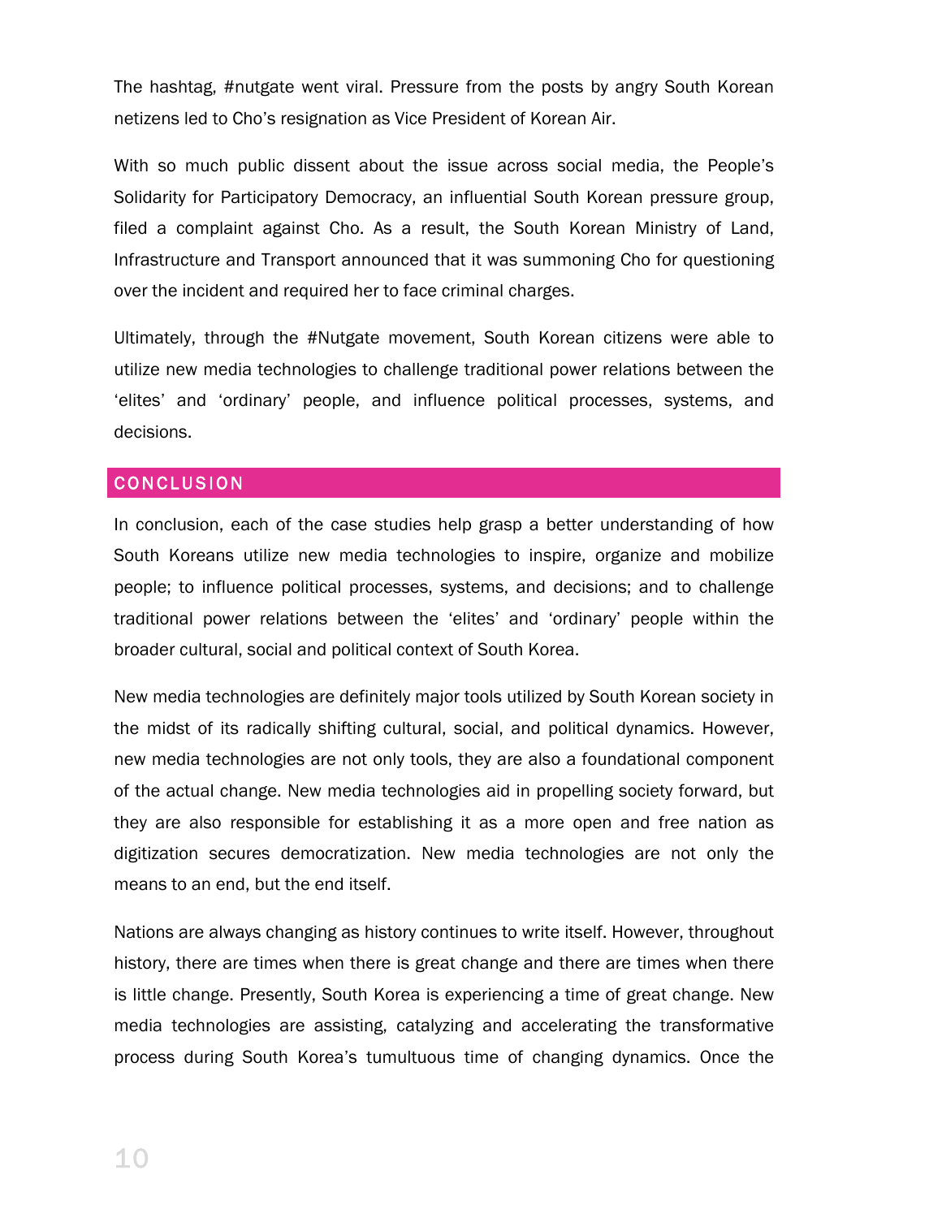The hashtag, #nutgate went viral. Pressure from the posts by angry South Korean netizens led to Cho's resignation as Vice President of Korean Air.

With so much public dissent about the issue across social media, the People's Solidarity for Participatory Democracy, an influential South Korean pressure group, filed a complaint against Cho. As a result, the South Korean Ministry of Land, Infrastructure and Transport announced that it was summoning Cho for questioning over the incident and required her to face criminal charges.

Ultimately, through the #Nutgate movement, South Korean citizens were able to utilize new media technologies to challenge traditional power relations between the 'elites' and 'ordinary' people, and influence political processes, systems, and decisions.

## CONCLUSION

In conclusion, each of the case studies help grasp a better understanding of how South Koreans utilize new media technologies to inspire, organize and mobilize people; to influence political processes, systems, and decisions; and to challenge traditional power relations between the 'elites' and 'ordinary' people within the broader cultural, social and political context of South Korea.

New media technologies are definitely major tools utilized by South Korean society in the midst of its radically shifting cultural, social, and political dynamics. However, new media technologies are not only tools, they are also a foundational component of the actual change. New media technologies aid in propelling society forward, but they are also responsible for establishing it as a more open and free nation as digitization secures democratization. New media technologies are not only the means to an end, but the end itself.

Nations are always changing as history continues to write itself. However, throughout history, there are times when there is great change and there are times when there is little change. Presently, South Korea is experiencing a time of great change. New media technologies are assisting, catalyzing and accelerating the transformative process during South Korea's tumultuous time of changing dynamics. Once the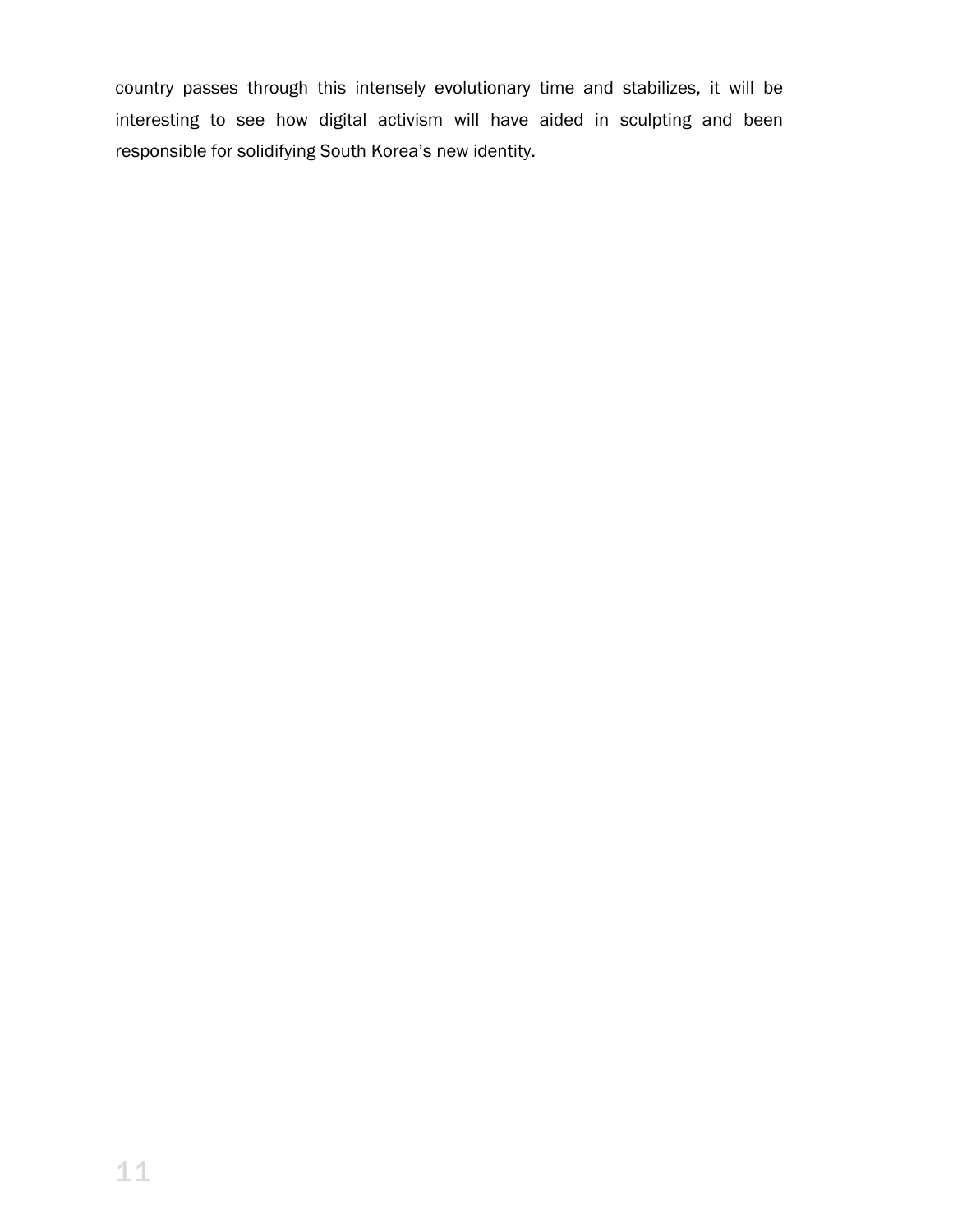country passes through this intensely evolutionary time and stabilizes, it will be interesting to see how digital activism will have aided in sculpting and been responsible for solidifying South Korea's new identity.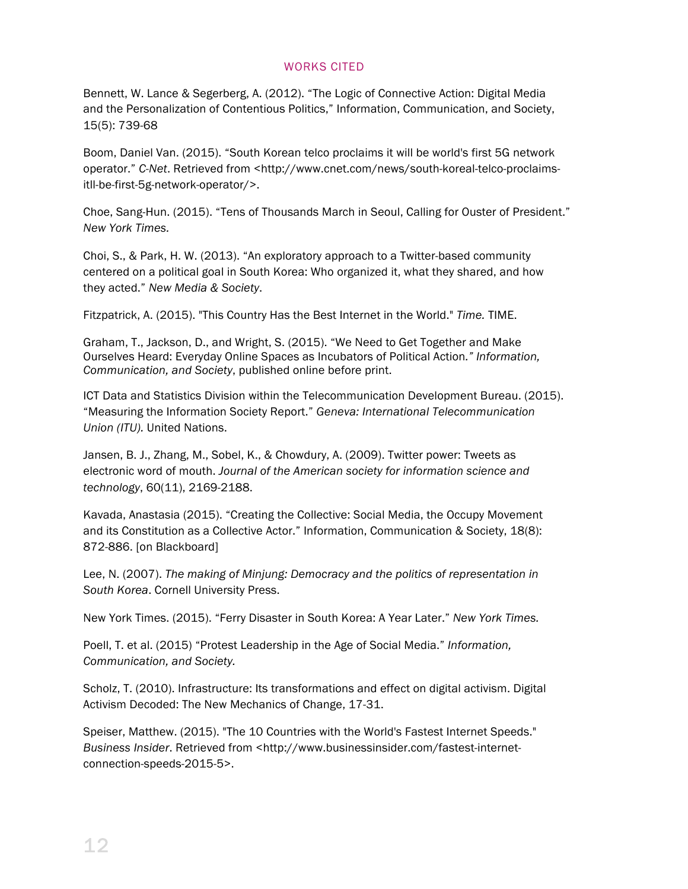## WORKS CITED

Bennett, W. Lance & Segerberg, A. (2012). "The Logic of Connective Action: Digital Media and the Personalization of Contentious Politics," Information, Communication, and Society, 15(5): 739-68

Boom, Daniel Van. (2015). "South Korean telco proclaims it will be world's first 5G network operator." *C-Net*. Retrieved from <http://www.cnet.com/news/south-koreal-telco-proclaims-itll-be-first-5g-network-operator/>.

Choe, Sang-Hun. (2015). "Tens of Thousands March in Seoul, Calling for Ouster of President." *New York Times.*

Choi, S., & Park, H. W. (2013). "An exploratory approach to a Twitter-based community centered on a political goal in South Korea: Who organized it, what they shared, and how they acted." *New Media & Society*.

Fitzpatrick, A. (2015). "This Country Has the Best Internet in the World." *Time.* TIME.

Graham, T., Jackson, D., and Wright, S. (2015). "We Need to Get Together and Make Ourselves Heard: Everyday Online Spaces as Incubators of Political Action.*" Information, Communication, and Society*, published online before print.

ICT Data and Statistics Division within the Telecommunication Development Bureau. (2015). "Measuring the Information Society Report." *Geneva: International Telecommunication Union (ITU).* United Nations.

Jansen, B. J., Zhang, M., Sobel, K., & Chowdury, A. (2009). Twitter power: Tweets as electronic word of mouth. *Journal of the American society for information science and technology*, 60(11), 2169-2188.

Kavada, Anastasia (2015). "Creating the Collective: Social Media, the Occupy Movement and its Constitution as a Collective Actor." Information, Communication & Society, 18(8): 872-886. [on Blackboard]

Lee, N. (2007). *The making of Minjung: Democracy and the politics of representation in South Korea*. Cornell University Press.

New York Times. (2015). "Ferry Disaster in South Korea: A Year Later." *New York Times.*

Poell, T. et al. (2015) "Protest Leadership in the Age of Social Media." *Information, Communication, and Society.*

Scholz, T. (2010). Infrastructure: Its transformations and effect on digital activism. Digital Activism Decoded: The New Mechanics of Change, 17-31.

Speiser, Matthew. (2015). "The 10 Countries with the World's Fastest Internet Speeds." *Business Insider*. Retrieved from <http://www.businessinsider.com/fastest-internet-connection-speeds-2015-5>.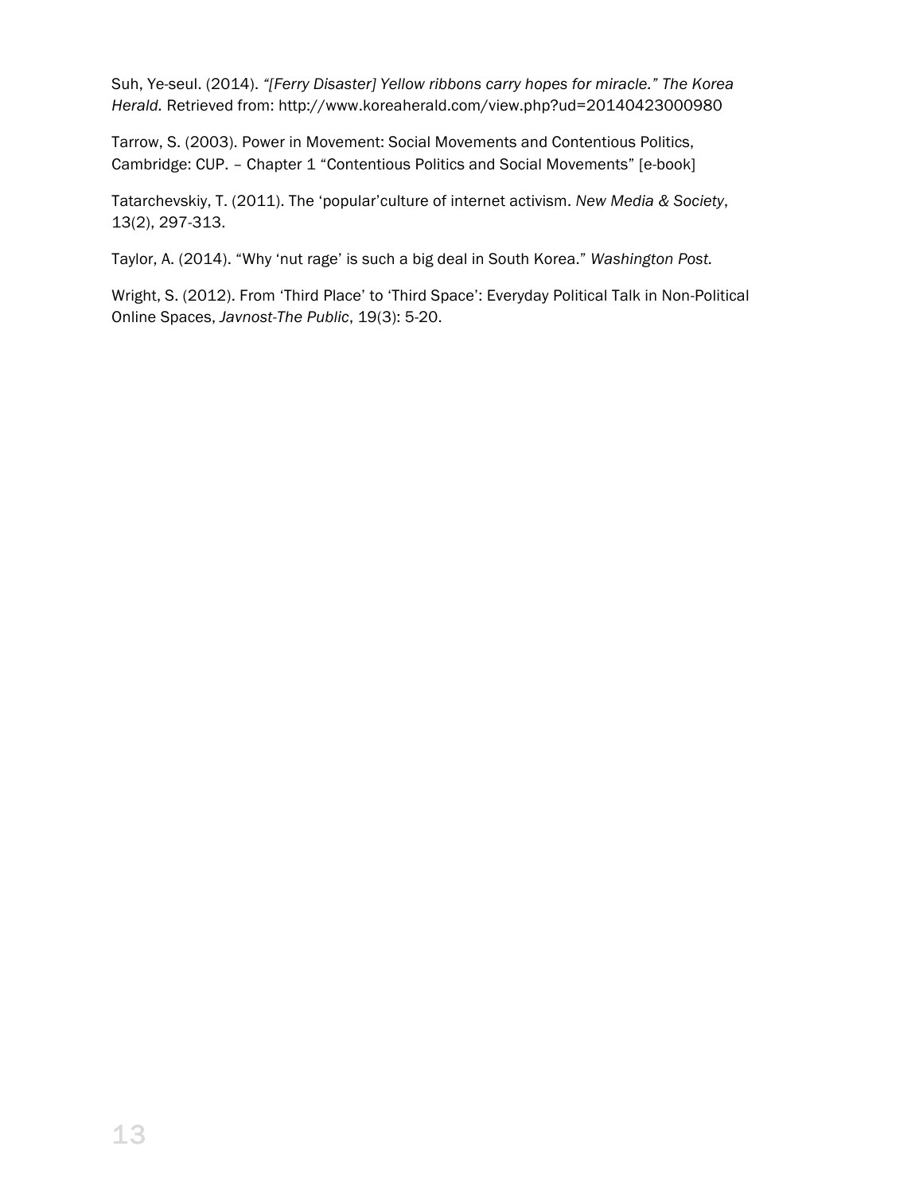Suh, Ye-seul. (2014). *"[Ferry Disaster] Yellow ribbons carry hopes for miracle." The Korea Herald.* Retrieved from: http://www.koreaherald.com/view.php?ud=20140423000980

Tarrow, S. (2003). Power in Movement: Social Movements and Contentious Politics, Cambridge: CUP. – Chapter 1 "Contentious Politics and Social Movements" [e-book]

Tatarchevskiy, T. (2011). The 'popular'culture of internet activism. *New Media & Society*, 13(2), 297-313.

Taylor, A. (2014). "Why 'nut rage' is such a big deal in South Korea." *Washington Post.*

Wright, S. (2012). From 'Third Place' to 'Third Space': Everyday Political Talk in Non-Political Online Spaces, *Javnost-The Public*, 19(3): 5-20.